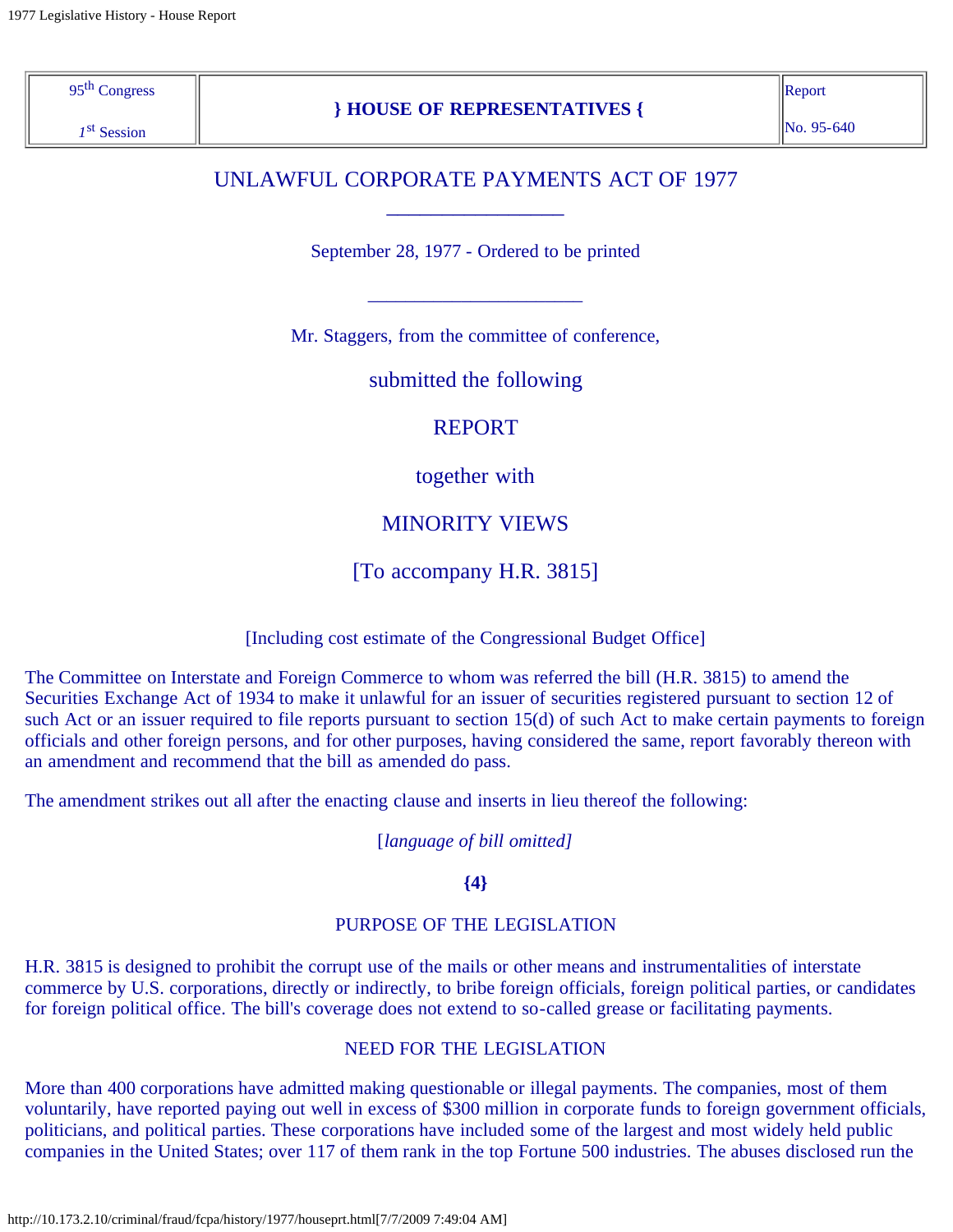| 95th Congress<br>1st Session | } HOUSE OF REPRESENTATIVES { | Report<br>No. 95-640 |
|---|---|---|

# UNLAWFUL CORPORATE PAYMENTS ACT OF 1977

September 28, 1977 - Ordered to be printed

Mr. Staggers, from the committee of conference,

submitted the following

REPORT

together with

MINORITY VIEWS

[To accompany H.R. 3815]

[Including cost estimate of the Congressional Budget Office]

The Committee on Interstate and Foreign Commerce to whom was referred the bill (H.R. 3815) to amend the Securities Exchange Act of 1934 to make it unlawful for an issuer of securities registered pursuant to section 12 of such Act or an issuer required to file reports pursuant to section 15(d) of such Act to make certain payments to foreign officials and other foreign persons, and for other purposes, having considered the same, report favorably thereon with an amendment and recommend that the bill as amended do pass.

The amendment strikes out all after the enacting clause and inserts in lieu thereof the following:

[*language of bill omitted]*

**{4}**

## PURPOSE OF THE LEGISLATION

H.R. 3815 is designed to prohibit the corrupt use of the mails or other means and instrumentalities of interstate commerce by U.S. corporations, directly or indirectly, to bribe foreign officials, foreign political parties, or candidates for foreign political office. The bill's coverage does not extend to so-called grease or facilitating payments.

## NEED FOR THE LEGISLATION

More than 400 corporations have admitted making questionable or illegal payments. The companies, most of them voluntarily, have reported paying out well in excess of $300 million in corporate funds to foreign government officials, politicians, and political parties. These corporations have included some of the largest and most widely held public companies in the United States; over 117 of them rank in the top Fortune 500 industries. The abuses disclosed run the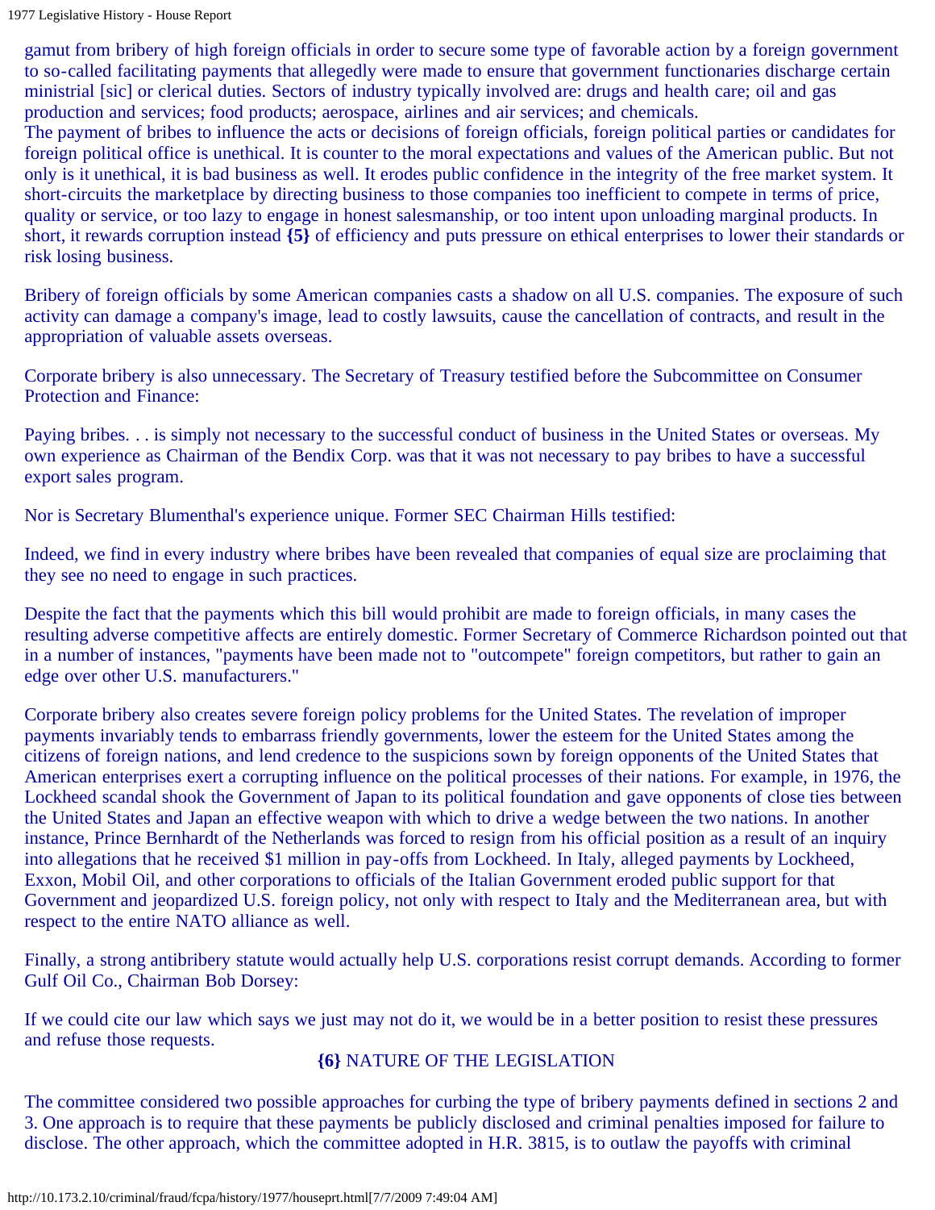gamut from bribery of high foreign officials in order to secure some type of favorable action by a foreign government to so-called facilitating payments that allegedly were made to ensure that government functionaries discharge certain ministrial [sic] or clerical duties. Sectors of industry typically involved are: drugs and health care; oil and gas production and services; food products; aerospace, airlines and air services; and chemicals.

The payment of bribes to influence the acts or decisions of foreign officials, foreign political parties or candidates for foreign political office is unethical. It is counter to the moral expectations and values of the American public. But not only is it unethical, it is bad business as well. It erodes public confidence in the integrity of the free market system. It short-circuits the marketplace by directing business to those companies too inefficient to compete in terms of price, quality or service, or too lazy to engage in honest salesmanship, or too intent upon unloading marginal products. In short, it rewards corruption instead **{5}** of efficiency and puts pressure on ethical enterprises to lower their standards or risk losing business.

Bribery of foreign officials by some American companies casts a shadow on all U.S. companies. The exposure of such activity can damage a company's image, lead to costly lawsuits, cause the cancellation of contracts, and result in the appropriation of valuable assets overseas.

Corporate bribery is also unnecessary. The Secretary of Treasury testified before the Subcommittee on Consumer Protection and Finance:

Paying bribes. . . is simply not necessary to the successful conduct of business in the United States or overseas. My own experience as Chairman of the Bendix Corp. was that it was not necessary to pay bribes to have a successful export sales program.

Nor is Secretary Blumenthal's experience unique. Former SEC Chairman Hills testified:

Indeed, we find in every industry where bribes have been revealed that companies of equal size are proclaiming that they see no need to engage in such practices.

Despite the fact that the payments which this bill would prohibit are made to foreign officials, in many cases the resulting adverse competitive affects are entirely domestic. Former Secretary of Commerce Richardson pointed out that in a number of instances, "payments have been made not to "outcompete" foreign competitors, but rather to gain an edge over other U.S. manufacturers."

Corporate bribery also creates severe foreign policy problems for the United States. The revelation of improper payments invariably tends to embarrass friendly governments, lower the esteem for the United States among the citizens of foreign nations, and lend credence to the suspicions sown by foreign opponents of the United States that American enterprises exert a corrupting influence on the political processes of their nations. For example, in 1976, the Lockheed scandal shook the Government of Japan to its political foundation and gave opponents of close ties between the United States and Japan an effective weapon with which to drive a wedge between the two nations. In another instance, Prince Bernhardt of the Netherlands was forced to resign from his official position as a result of an inquiry into allegations that he received $1 million in pay-offs from Lockheed. In Italy, alleged payments by Lockheed, Exxon, Mobil Oil, and other corporations to officials of the Italian Government eroded public support for that Government and jeopardized U.S. foreign policy, not only with respect to Italy and the Mediterranean area, but with respect to the entire NATO alliance as well.

Finally, a strong antibribery statute would actually help U.S. corporations resist corrupt demands. According to former Gulf Oil Co., Chairman Bob Dorsey:

If we could cite our law which says we just may not do it, we would be in a better position to resist these pressures and refuse those requests.

## {6} NATURE OF THE LEGISLATION

The committee considered two possible approaches for curbing the type of bribery payments defined in sections 2 and 3. One approach is to require that these payments be publicly disclosed and criminal penalties imposed for failure to disclose. The other approach, which the committee adopted in H.R. 3815, is to outlaw the payoffs with criminal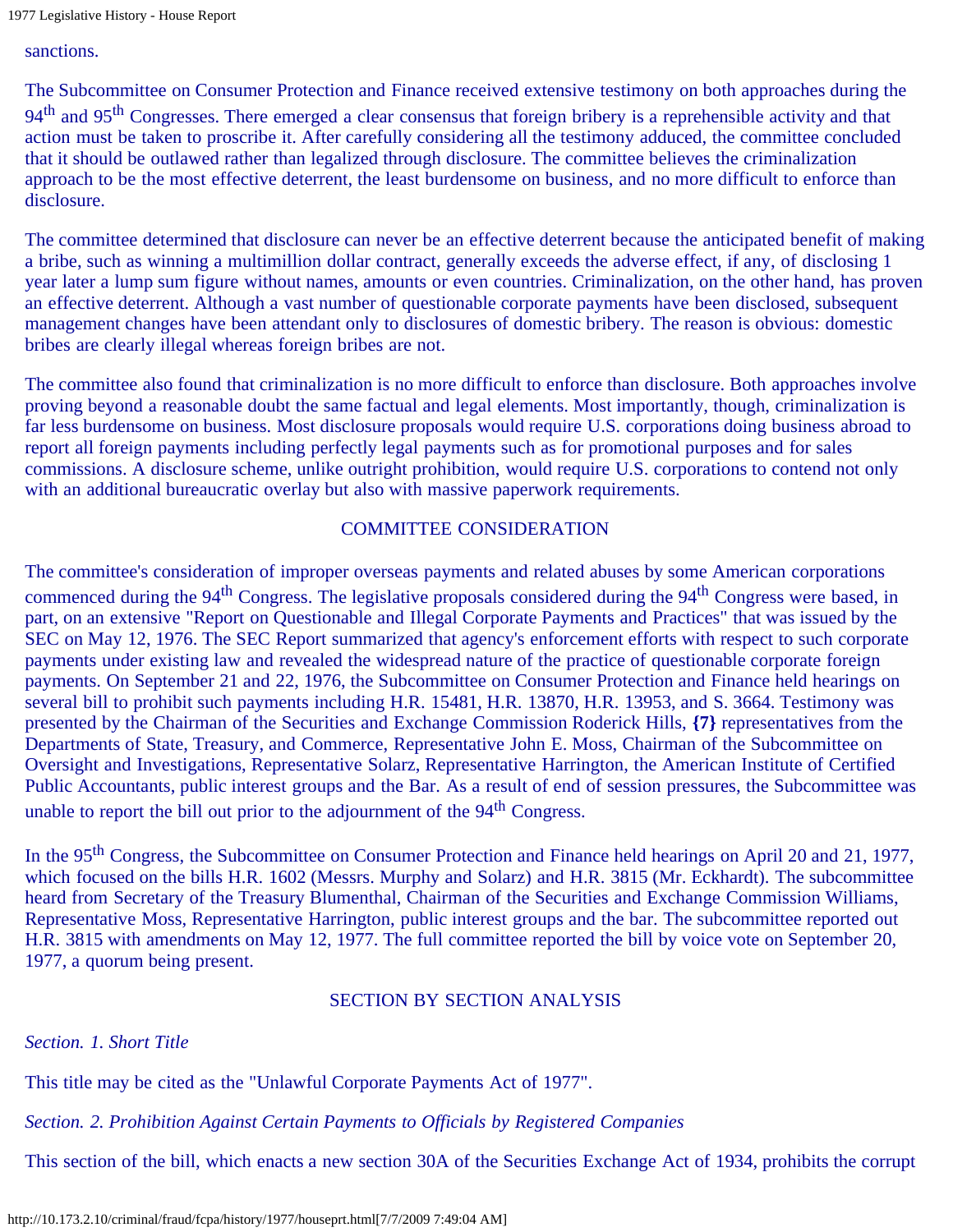sanctions.

The Subcommittee on Consumer Protection and Finance received extensive testimony on both approaches during the 94th and 95th Congresses. There emerged a clear consensus that foreign bribery is a reprehensible activity and that action must be taken to proscribe it. After carefully considering all the testimony adduced, the committee concluded that it should be outlawed rather than legalized through disclosure. The committee believes the criminalization approach to be the most effective deterrent, the least burdensome on business, and no more difficult to enforce than disclosure.

The committee determined that disclosure can never be an effective deterrent because the anticipated benefit of making a bribe, such as winning a multimillion dollar contract, generally exceeds the adverse effect, if any, of disclosing 1 year later a lump sum figure without names, amounts or even countries. Criminalization, on the other hand, has proven an effective deterrent. Although a vast number of questionable corporate payments have been disclosed, subsequent management changes have been attendant only to disclosures of domestic bribery. The reason is obvious: domestic bribes are clearly illegal whereas foreign bribes are not.

The committee also found that criminalization is no more difficult to enforce than disclosure. Both approaches involve proving beyond a reasonable doubt the same factual and legal elements. Most importantly, though, criminalization is far less burdensome on business. Most disclosure proposals would require U.S. corporations doing business abroad to report all foreign payments including perfectly legal payments such as for promotional purposes and for sales commissions. A disclosure scheme, unlike outright prohibition, would require U.S. corporations to contend not only with an additional bureaucratic overlay but also with massive paperwork requirements.

## COMMITTEE CONSIDERATION

The committee's consideration of improper overseas payments and related abuses by some American corporations commenced during the 94th Congress. The legislative proposals considered during the 94th Congress were based, in part, on an extensive "Report on Questionable and Illegal Corporate Payments and Practices" that was issued by the SEC on May 12, 1976. The SEC Report summarized that agency's enforcement efforts with respect to such corporate payments under existing law and revealed the widespread nature of the practice of questionable corporate foreign payments. On September 21 and 22, 1976, the Subcommittee on Consumer Protection and Finance held hearings on several bill to prohibit such payments including H.R. 15481, H.R. 13870, H.R. 13953, and S. 3664. Testimony was presented by the Chairman of the Securities and Exchange Commission Roderick Hills, **{7}** representatives from the Departments of State, Treasury, and Commerce, Representative John E. Moss, Chairman of the Subcommittee on Oversight and Investigations, Representative Solarz, Representative Harrington, the American Institute of Certified Public Accountants, public interest groups and the Bar. As a result of end of session pressures, the Subcommittee was unable to report the bill out prior to the adjournment of the 94th Congress.

In the 95th Congress, the Subcommittee on Consumer Protection and Finance held hearings on April 20 and 21, 1977, which focused on the bills H.R. 1602 (Messrs. Murphy and Solarz) and H.R. 3815 (Mr. Eckhardt). The subcommittee heard from Secretary of the Treasury Blumenthal, Chairman of the Securities and Exchange Commission Williams, Representative Moss, Representative Harrington, public interest groups and the bar. The subcommittee reported out H.R. 3815 with amendments on May 12, 1977. The full committee reported the bill by voice vote on September 20, 1977, a quorum being present.

## SECTION BY SECTION ANALYSIS

*Section. 1. Short Title*

This title may be cited as the "Unlawful Corporate Payments Act of 1977".

*Section. 2. Prohibition Against Certain Payments to Officials by Registered Companies*

This section of the bill, which enacts a new section 30A of the Securities Exchange Act of 1934, prohibits the corrupt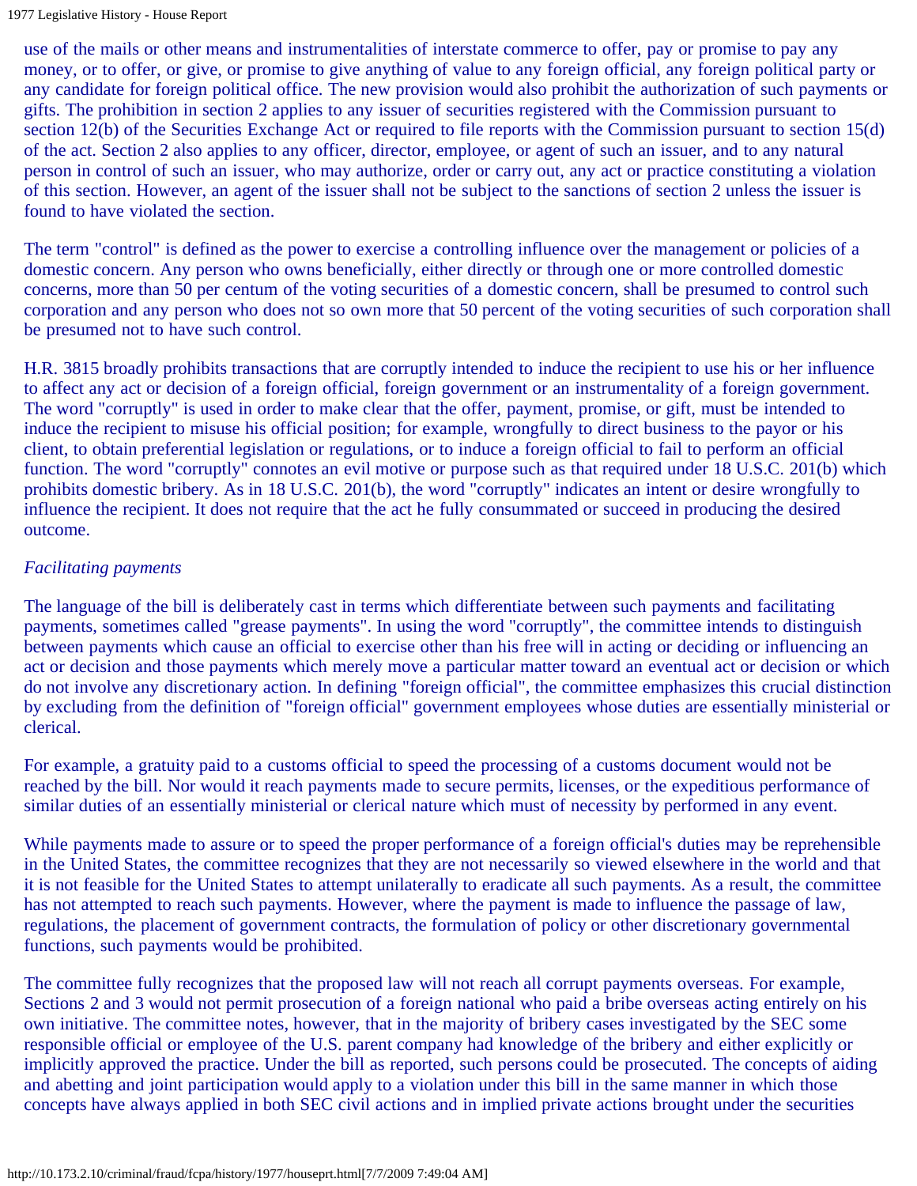use of the mails or other means and instrumentalities of interstate commerce to offer, pay or promise to pay any money, or to offer, or give, or promise to give anything of value to any foreign official, any foreign political party or any candidate for foreign political office. The new provision would also prohibit the authorization of such payments or gifts. The prohibition in section 2 applies to any issuer of securities registered with the Commission pursuant to section 12(b) of the Securities Exchange Act or required to file reports with the Commission pursuant to section 15(d) of the act. Section 2 also applies to any officer, director, employee, or agent of such an issuer, and to any natural person in control of such an issuer, who may authorize, order or carry out, any act or practice constituting a violation of this section. However, an agent of the issuer shall not be subject to the sanctions of section 2 unless the issuer is found to have violated the section.

The term "control" is defined as the power to exercise a controlling influence over the management or policies of a domestic concern. Any person who owns beneficially, either directly or through one or more controlled domestic concerns, more than 50 per centum of the voting securities of a domestic concern, shall be presumed to control such corporation and any person who does not so own more that 50 percent of the voting securities of such corporation shall be presumed not to have such control.

H.R. 3815 broadly prohibits transactions that are corruptly intended to induce the recipient to use his or her influence to affect any act or decision of a foreign official, foreign government or an instrumentality of a foreign government. The word "corruptly" is used in order to make clear that the offer, payment, promise, or gift, must be intended to induce the recipient to misuse his official position; for example, wrongfully to direct business to the payor or his client, to obtain preferential legislation or regulations, or to induce a foreign official to fail to perform an official function. The word "corruptly" connotes an evil motive or purpose such as that required under 18 U.S.C. 201(b) which prohibits domestic bribery. As in 18 U.S.C. 201(b), the word "corruptly" indicates an intent or desire wrongfully to influence the recipient. It does not require that the act he fully consummated or succeed in producing the desired outcome.

*Facilitating payments*

The language of the bill is deliberately cast in terms which differentiate between such payments and facilitating payments, sometimes called "grease payments". In using the word "corruptly", the committee intends to distinguish between payments which cause an official to exercise other than his free will in acting or deciding or influencing an act or decision and those payments which merely move a particular matter toward an eventual act or decision or which do not involve any discretionary action. In defining "foreign official", the committee emphasizes this crucial distinction by excluding from the definition of "foreign official" government employees whose duties are essentially ministerial or clerical.

For example, a gratuity paid to a customs official to speed the processing of a customs document would not be reached by the bill. Nor would it reach payments made to secure permits, licenses, or the expeditious performance of similar duties of an essentially ministerial or clerical nature which must of necessity by performed in any event.

While payments made to assure or to speed the proper performance of a foreign official's duties may be reprehensible in the United States, the committee recognizes that they are not necessarily so viewed elsewhere in the world and that it is not feasible for the United States to attempt unilaterally to eradicate all such payments. As a result, the committee has not attempted to reach such payments. However, where the payment is made to influence the passage of law, regulations, the placement of government contracts, the formulation of policy or other discretionary governmental functions, such payments would be prohibited.

The committee fully recognizes that the proposed law will not reach all corrupt payments overseas. For example, Sections 2 and 3 would not permit prosecution of a foreign national who paid a bribe overseas acting entirely on his own initiative. The committee notes, however, that in the majority of bribery cases investigated by the SEC some responsible official or employee of the U.S. parent company had knowledge of the bribery and either explicitly or implicitly approved the practice. Under the bill as reported, such persons could be prosecuted. The concepts of aiding and abetting and joint participation would apply to a violation under this bill in the same manner in which those concepts have always applied in both SEC civil actions and in implied private actions brought under the securities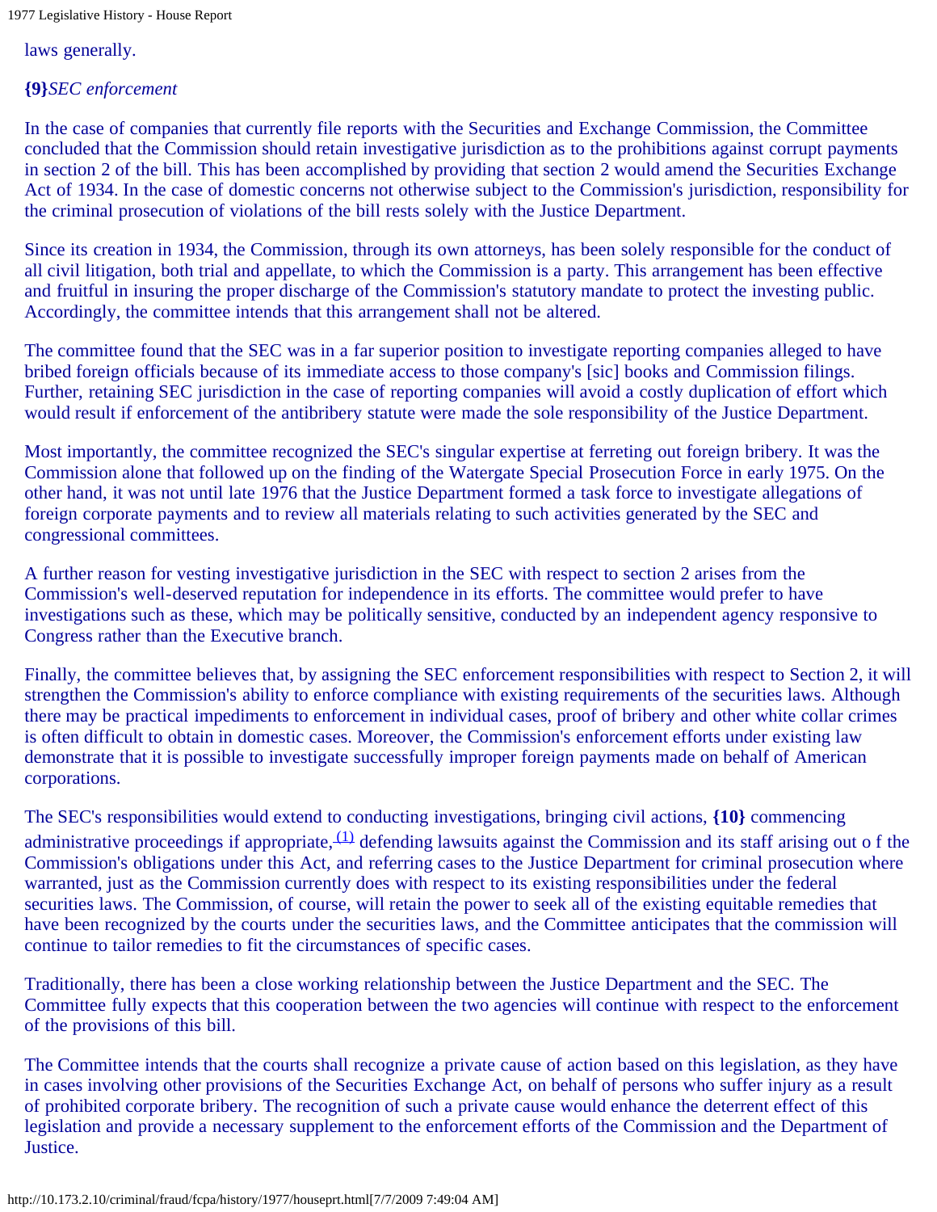laws generally.

**{9}***SEC enforcement*

In the case of companies that currently file reports with the Securities and Exchange Commission, the Committee concluded that the Commission should retain investigative jurisdiction as to the prohibitions against corrupt payments in section 2 of the bill. This has been accomplished by providing that section 2 would amend the Securities Exchange Act of 1934. In the case of domestic concerns not otherwise subject to the Commission's jurisdiction, responsibility for the criminal prosecution of violations of the bill rests solely with the Justice Department.

Since its creation in 1934, the Commission, through its own attorneys, has been solely responsible for the conduct of all civil litigation, both trial and appellate, to which the Commission is a party. This arrangement has been effective and fruitful in insuring the proper discharge of the Commission's statutory mandate to protect the investing public. Accordingly, the committee intends that this arrangement shall not be altered.

The committee found that the SEC was in a far superior position to investigate reporting companies alleged to have bribed foreign officials because of its immediate access to those company's [sic] books and Commission filings. Further, retaining SEC jurisdiction in the case of reporting companies will avoid a costly duplication of effort which would result if enforcement of the antibribery statute were made the sole responsibility of the Justice Department.

Most importantly, the committee recognized the SEC's singular expertise at ferreting out foreign bribery. It was the Commission alone that followed up on the finding of the Watergate Special Prosecution Force in early 1975. On the other hand, it was not until late 1976 that the Justice Department formed a task force to investigate allegations of foreign corporate payments and to review all materials relating to such activities generated by the SEC and congressional committees.

A further reason for vesting investigative jurisdiction in the SEC with respect to section 2 arises from the Commission's well-deserved reputation for independence in its efforts. The committee would prefer to have investigations such as these, which may be politically sensitive, conducted by an independent agency responsive to Congress rather than the Executive branch.

Finally, the committee believes that, by assigning the SEC enforcement responsibilities with respect to Section 2, it will strengthen the Commission's ability to enforce compliance with existing requirements of the securities laws. Although there may be practical impediments to enforcement in individual cases, proof of bribery and other white collar crimes is often difficult to obtain in domestic cases. Moreover, the Commission's enforcement efforts under existing law demonstrate that it is possible to investigate successfully improper foreign payments made on behalf of American corporations.

The SEC's responsibilities would extend to conducting investigations, bringing civil actions, **{10}** commencing administrative proceedings if appropriate,[(1)] defending lawsuits against the Commission and its staff arising out o f the Commission's obligations under this Act, and referring cases to the Justice Department for criminal prosecution where warranted, just as the Commission currently does with respect to its existing responsibilities under the federal securities laws. The Commission, of course, will retain the power to seek all of the existing equitable remedies that have been recognized by the courts under the securities laws, and the Committee anticipates that the commission will continue to tailor remedies to fit the circumstances of specific cases.

Traditionally, there has been a close working relationship between the Justice Department and the SEC. The Committee fully expects that this cooperation between the two agencies will continue with respect to the enforcement of the provisions of this bill.

The Committee intends that the courts shall recognize a private cause of action based on this legislation, as they have in cases involving other provisions of the Securities Exchange Act, on behalf of persons who suffer injury as a result of prohibited corporate bribery. The recognition of such a private cause would enhance the deterrent effect of this legislation and provide a necessary supplement to the enforcement efforts of the Commission and the Department of Justice.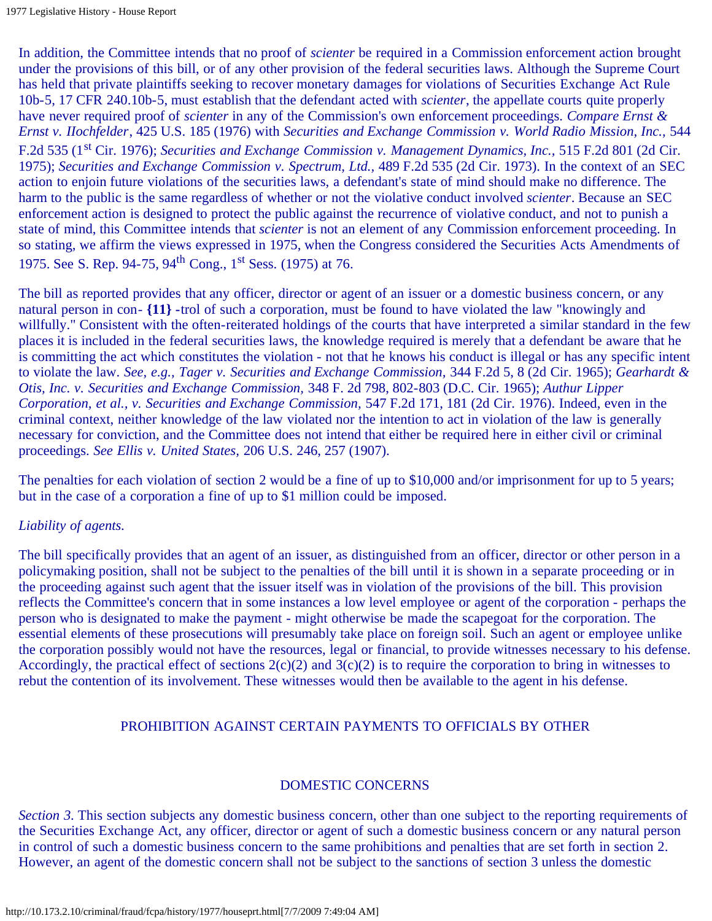In addition, the Committee intends that no proof of *scienter* be required in a Commission enforcement action brought under the provisions of this bill, or of any other provision of the federal securities laws. Although the Supreme Court has held that private plaintiffs seeking to recover monetary damages for violations of Securities Exchange Act Rule 10b-5, 17 CFR 240.10b-5, must establish that the defendant acted with *scienter*, the appellate courts quite properly have never required proof of *scienter* in any of the Commission's own enforcement proceedings. *Compare Ernst & Ernst v. IIochfelder*, 425 U.S. 185 (1976) with *Securities and Exchange Commission v. World Radio Mission, Inc.*, 544 F.2d 535 (1st Cir. 1976); *Securities and Exchange Commission v. Management Dynamics, Inc.*, 515 F.2d 801 (2d Cir. 1975); *Securities and Exchange Commission v. Spectrum, Ltd.*, 489 F.2d 535 (2d Cir. 1973). In the context of an SEC action to enjoin future violations of the securities laws, a defendant's state of mind should make no difference. The harm to the public is the same regardless of whether or not the violative conduct involved *scienter*. Because an SEC enforcement action is designed to protect the public against the recurrence of violative conduct, and not to punish a state of mind, this Committee intends that *scienter* is not an element of any Commission enforcement proceeding. In so stating, we affirm the views expressed in 1975, when the Congress considered the Securities Acts Amendments of 1975. See S. Rep. 94-75, 94th Cong., 1st Sess. (1975) at 76.

The bill as reported provides that any officer, director or agent of an issuer or a domestic business concern, or any natural person in con- **{11}** -trol of such a corporation, must be found to have violated the law "knowingly and willfully." Consistent with the often-reiterated holdings of the courts that have interpreted a similar standard in the few places it is included in the federal securities laws, the knowledge required is merely that a defendant be aware that he is committing the act which constitutes the violation - not that he knows his conduct is illegal or has any specific intent to violate the law. *See, e.g., Tager v. Securities and Exchange Commission,* 344 F.2d 5, 8 (2d Cir. 1965); *Gearhardt & Otis, Inc. v. Securities and Exchange Commission,* 348 F. 2d 798, 802-803 (D.C. Cir. 1965); *Authur Lipper Corporation, et al., v. Securities and Exchange Commission,* 547 F.2d 171, 181 (2d Cir. 1976). Indeed, even in the criminal context, neither knowledge of the law violated nor the intention to act in violation of the law is generally necessary for conviction, and the Committee does not intend that either be required here in either civil or criminal proceedings. *See Ellis v. United States,* 206 U.S. 246, 257 (1907).

The penalties for each violation of section 2 would be a fine of up to $10,000 and/or imprisonment for up to 5 years; but in the case of a corporation a fine of up to $1 million could be imposed.

*Liability of agents.*

The bill specifically provides that an agent of an issuer, as distinguished from an officer, director or other person in a policymaking position, shall not be subject to the penalties of the bill until it is shown in a separate proceeding or in the proceeding against such agent that the issuer itself was in violation of the provisions of the bill. This provision reflects the Committee's concern that in some instances a low level employee or agent of the corporation - perhaps the person who is designated to make the payment - might otherwise be made the scapegoat for the corporation. The essential elements of these prosecutions will presumably take place on foreign soil. Such an agent or employee unlike the corporation possibly would not have the resources, legal or financial, to provide witnesses necessary to his defense. Accordingly, the practical effect of sections 2(c)(2) and 3(c)(2) is to require the corporation to bring in witnesses to rebut the contention of its involvement. These witnesses would then be available to the agent in his defense.

## PROHIBITION AGAINST CERTAIN PAYMENTS TO OFFICIALS BY OTHER DOMESTIC CONCERNS

*Section 3.* This section subjects any domestic business concern, other than one subject to the reporting requirements of the Securities Exchange Act, any officer, director or agent of such a domestic business concern or any natural person in control of such a domestic business concern to the same prohibitions and penalties that are set forth in section 2. However, an agent of the domestic concern shall not be subject to the sanctions of section 3 unless the domestic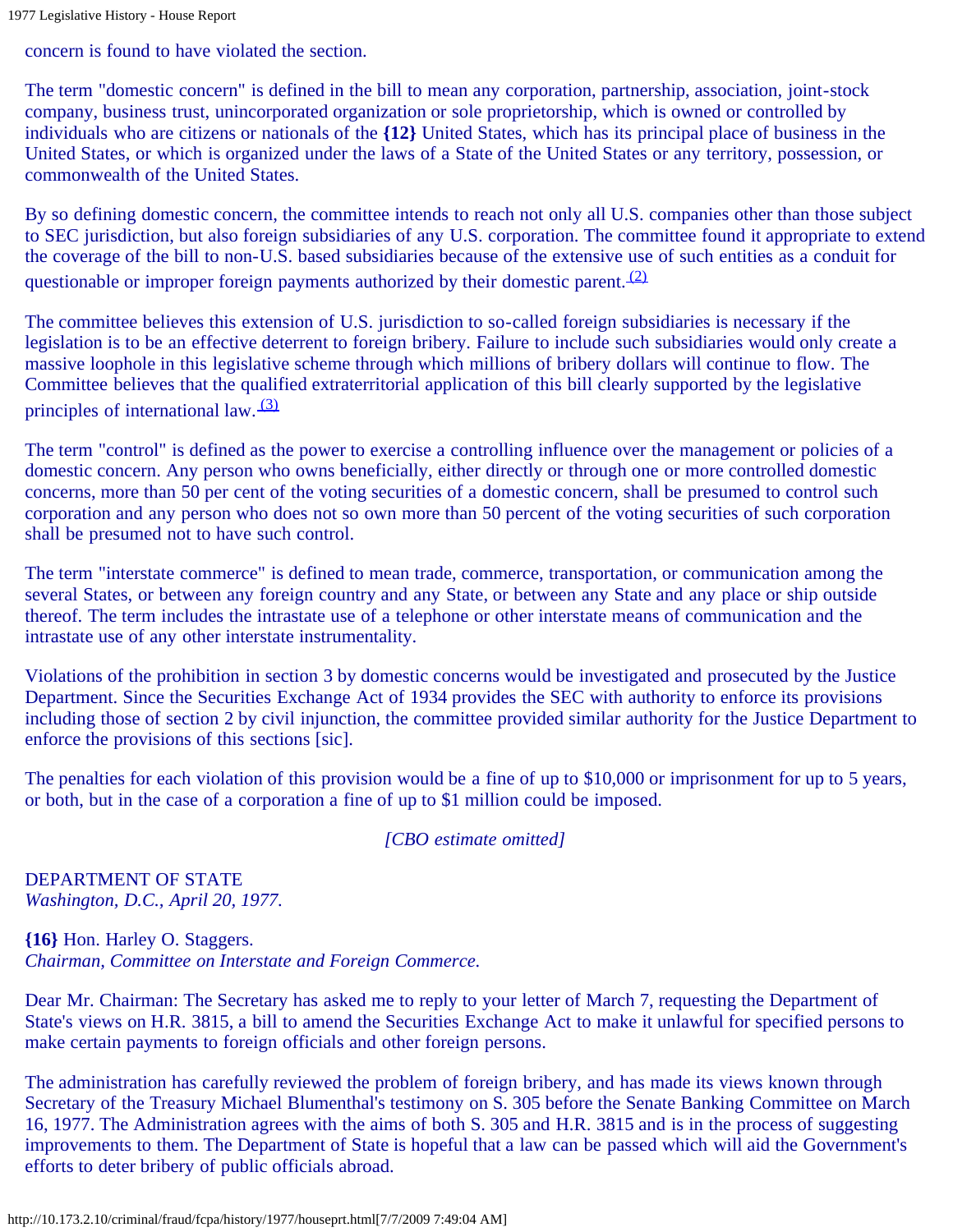concern is found to have violated the section.

The term "domestic concern" is defined in the bill to mean any corporation, partnership, association, joint-stock company, business trust, unincorporated organization or sole proprietorship, which is owned or controlled by individuals who are citizens or nationals of the **{12}** United States, which has its principal place of business in the United States, or which is organized under the laws of a State of the United States or any territory, possession, or commonwealth of the United States.

By so defining domestic concern, the committee intends to reach not only all U.S. companies other than those subject to SEC jurisdiction, but also foreign subsidiaries of any U.S. corporation. The committee found it appropriate to extend the coverage of the bill to non-U.S. based subsidiaries because of the extensive use of such entities as a conduit for questionable or improper foreign payments authorized by their domestic parent.[(2)]

The committee believes this extension of U.S. jurisdiction to so-called foreign subsidiaries is necessary if the legislation is to be an effective deterrent to foreign bribery. Failure to include such subsidiaries would only create a massive loophole in this legislative scheme through which millions of bribery dollars will continue to flow. The Committee believes that the qualified extraterritorial application of this bill clearly supported by the legislative principles of international law.[(3)]

The term "control" is defined as the power to exercise a controlling influence over the management or policies of a domestic concern. Any person who owns beneficially, either directly or through one or more controlled domestic concerns, more than 50 per cent of the voting securities of a domestic concern, shall be presumed to control such corporation and any person who does not so own more than 50 percent of the voting securities of such corporation shall be presumed not to have such control.

The term "interstate commerce" is defined to mean trade, commerce, transportation, or communication among the several States, or between any foreign country and any State, or between any State and any place or ship outside thereof. The term includes the intrastate use of a telephone or other interstate means of communication and the intrastate use of any other interstate instrumentality.

Violations of the prohibition in section 3 by domestic concerns would be investigated and prosecuted by the Justice Department. Since the Securities Exchange Act of 1934 provides the SEC with authority to enforce its provisions including those of section 2 by civil injunction, the committee provided similar authority for the Justice Department to enforce the provisions of this sections [sic].

The penalties for each violation of this provision would be a fine of up to $10,000 or imprisonment for up to 5 years, or both, but in the case of a corporation a fine of up to $1 million could be imposed.

*[CBO estimate omitted]*

DEPARTMENT OF STATE
*Washington, D.C., April 20, 1977.*

**{16}** Hon. Harley O. Staggers.
*Chairman, Committee on Interstate and Foreign Commerce.*

Dear Mr. Chairman: The Secretary has asked me to reply to your letter of March 7, requesting the Department of State's views on H.R. 3815, a bill to amend the Securities Exchange Act to make it unlawful for specified persons to make certain payments to foreign officials and other foreign persons.

The administration has carefully reviewed the problem of foreign bribery, and has made its views known through Secretary of the Treasury Michael Blumenthal's testimony on S. 305 before the Senate Banking Committee on March 16, 1977. The Administration agrees with the aims of both S. 305 and H.R. 3815 and is in the process of suggesting improvements to them. The Department of State is hopeful that a law can be passed which will aid the Government's efforts to deter bribery of public officials abroad.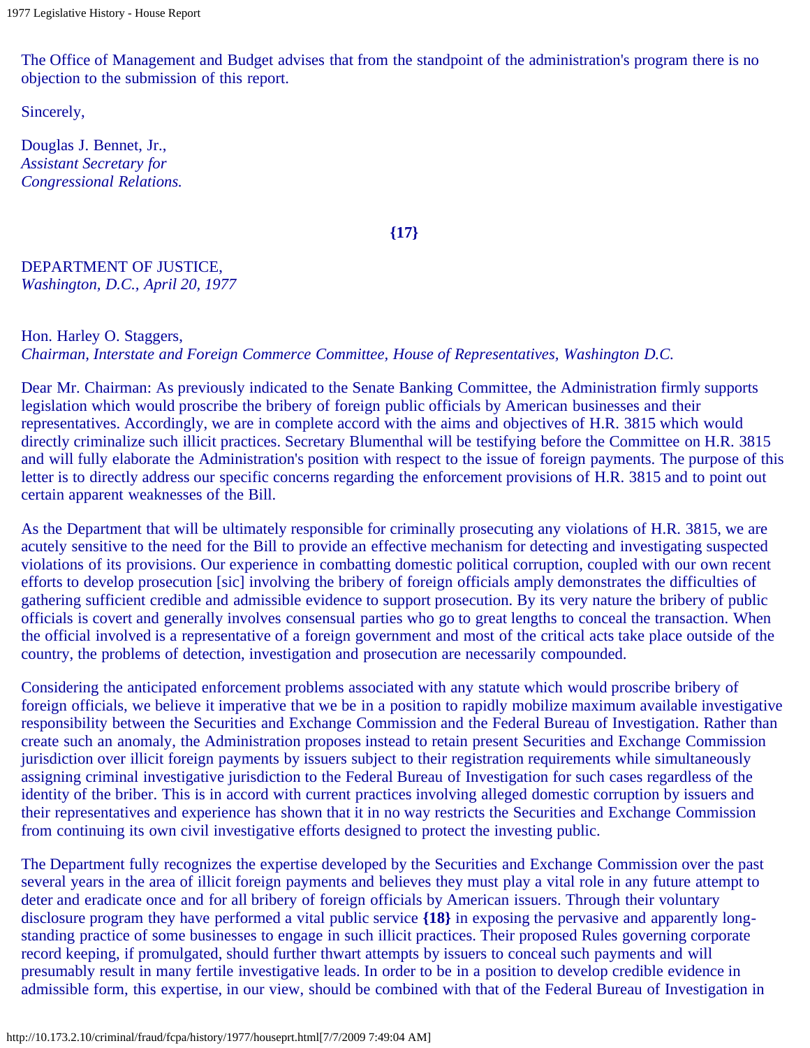The Office of Management and Budget advises that from the standpoint of the administration's program there is no objection to the submission of this report.

Sincerely,

Douglas J. Bennet, Jr.,  
*Assistant Secretary for*  
*Congressional Relations.*

**{17}**

DEPARTMENT OF JUSTICE,  
*Washington, D.C., April 20, 1977*

Hon. Harley O. Staggers,  
*Chairman, Interstate and Foreign Commerce Committee, House of Representatives, Washington D.C.*

Dear Mr. Chairman: As previously indicated to the Senate Banking Committee, the Administration firmly supports legislation which would proscribe the bribery of foreign public officials by American businesses and their representatives. Accordingly, we are in complete accord with the aims and objectives of H.R. 3815 which would directly criminalize such illicit practices. Secretary Blumenthal will be testifying before the Committee on H.R. 3815 and will fully elaborate the Administration's position with respect to the issue of foreign payments. The purpose of this letter is to directly address our specific concerns regarding the enforcement provisions of H.R. 3815 and to point out certain apparent weaknesses of the Bill.

As the Department that will be ultimately responsible for criminally prosecuting any violations of H.R. 3815, we are acutely sensitive to the need for the Bill to provide an effective mechanism for detecting and investigating suspected violations of its provisions. Our experience in combatting domestic political corruption, coupled with our own recent efforts to develop prosecution [sic] involving the bribery of foreign officials amply demonstrates the difficulties of gathering sufficient credible and admissible evidence to support prosecution. By its very nature the bribery of public officials is covert and generally involves consensual parties who go to great lengths to conceal the transaction. When the official involved is a representative of a foreign government and most of the critical acts take place outside of the country, the problems of detection, investigation and prosecution are necessarily compounded.

Considering the anticipated enforcement problems associated with any statute which would proscribe bribery of foreign officials, we believe it imperative that we be in a position to rapidly mobilize maximum available investigative responsibility between the Securities and Exchange Commission and the Federal Bureau of Investigation. Rather than create such an anomaly, the Administration proposes instead to retain present Securities and Exchange Commission jurisdiction over illicit foreign payments by issuers subject to their registration requirements while simultaneously assigning criminal investigative jurisdiction to the Federal Bureau of Investigation for such cases regardless of the identity of the briber. This is in accord with current practices involving alleged domestic corruption by issuers and their representatives and experience has shown that it in no way restricts the Securities and Exchange Commission from continuing its own civil investigative efforts designed to protect the investing public.

The Department fully recognizes the expertise developed by the Securities and Exchange Commission over the past several years in the area of illicit foreign payments and believes they must play a vital role in any future attempt to deter and eradicate once and for all bribery of foreign officials by American issuers. Through their voluntary disclosure program they have performed a vital public service **{18}** in exposing the pervasive and apparently long-standing practice of some businesses to engage in such illicit practices. Their proposed Rules governing corporate record keeping, if promulgated, should further thwart attempts by issuers to conceal such payments and will presumably result in many fertile investigative leads. In order to be in a position to develop credible evidence in admissible form, this expertise, in our view, should be combined with that of the Federal Bureau of Investigation in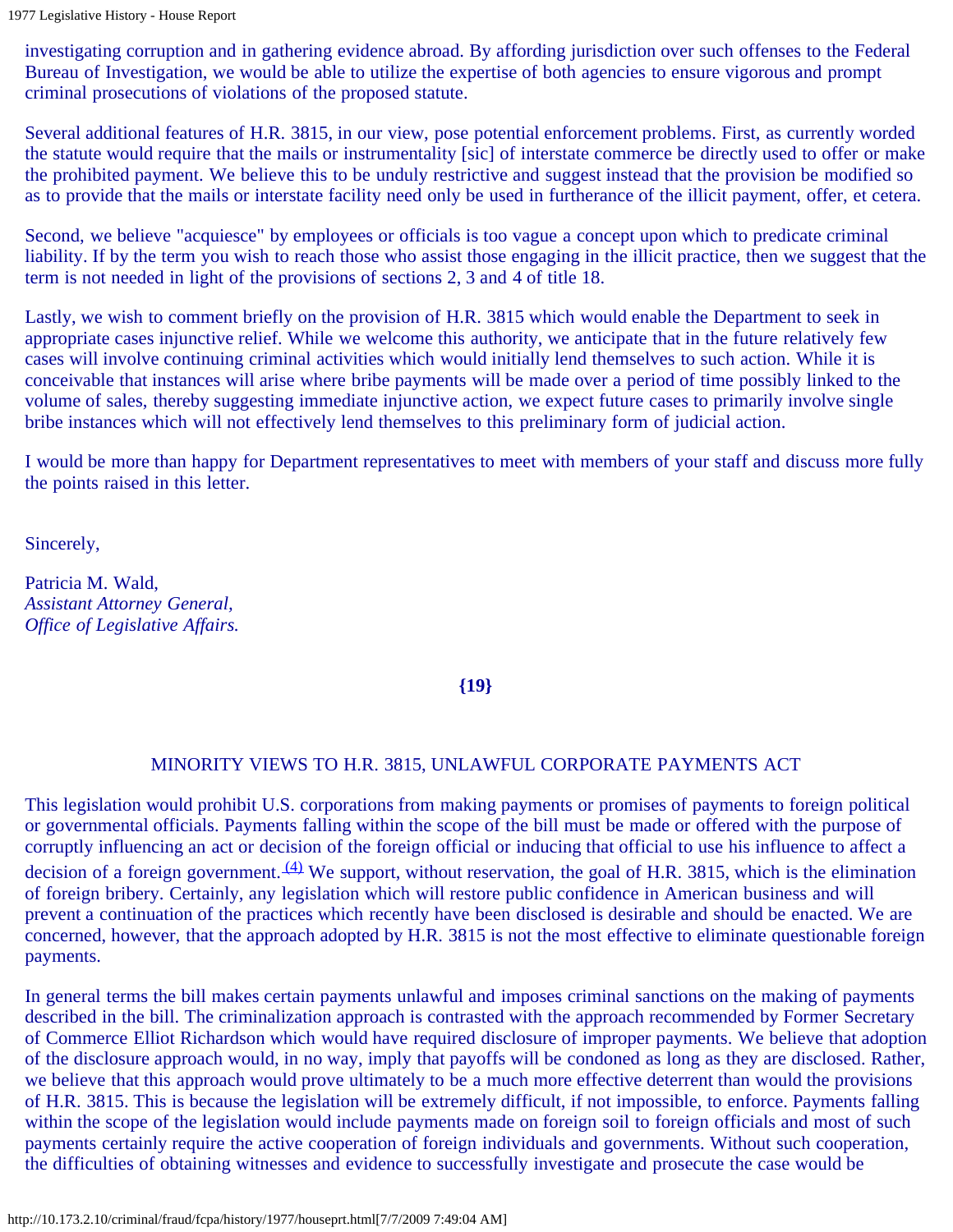investigating corruption and in gathering evidence abroad. By affording jurisdiction over such offenses to the Federal Bureau of Investigation, we would be able to utilize the expertise of both agencies to ensure vigorous and prompt criminal prosecutions of violations of the proposed statute.

Several additional features of H.R. 3815, in our view, pose potential enforcement problems. First, as currently worded the statute would require that the mails or instrumentality [sic] of interstate commerce be directly used to offer or make the prohibited payment. We believe this to be unduly restrictive and suggest instead that the provision be modified so as to provide that the mails or interstate facility need only be used in furtherance of the illicit payment, offer, et cetera.

Second, we believe "acquiesce" by employees or officials is too vague a concept upon which to predicate criminal liability. If by the term you wish to reach those who assist those engaging in the illicit practice, then we suggest that the term is not needed in light of the provisions of sections 2, 3 and 4 of title 18.

Lastly, we wish to comment briefly on the provision of H.R. 3815 which would enable the Department to seek in appropriate cases injunctive relief. While we welcome this authority, we anticipate that in the future relatively few cases will involve continuing criminal activities which would initially lend themselves to such action. While it is conceivable that instances will arise where bribe payments will be made over a period of time possibly linked to the volume of sales, thereby suggesting immediate injunctive action, we expect future cases to primarily involve single bribe instances which will not effectively lend themselves to this preliminary form of judicial action.

I would be more than happy for Department representatives to meet with members of your staff and discuss more fully the points raised in this letter.

Sincerely,

Patricia M. Wald,
*Assistant Attorney General,*
*Office of Legislative Affairs.*

**{19}**

## MINORITY VIEWS TO H.R. 3815, UNLAWFUL CORPORATE PAYMENTS ACT

This legislation would prohibit U.S. corporations from making payments or promises of payments to foreign political or governmental officials. Payments falling within the scope of the bill must be made or offered with the purpose of corruptly influencing an act or decision of the foreign official or inducing that official to use his influence to affect a decision of a foreign government.[(4)] We support, without reservation, the goal of H.R. 3815, which is the elimination of foreign bribery. Certainly, any legislation which will restore public confidence in American business and will prevent a continuation of the practices which recently have been disclosed is desirable and should be enacted. We are concerned, however, that the approach adopted by H.R. 3815 is not the most effective to eliminate questionable foreign payments.

In general terms the bill makes certain payments unlawful and imposes criminal sanctions on the making of payments described in the bill. The criminalization approach is contrasted with the approach recommended by Former Secretary of Commerce Elliot Richardson which would have required disclosure of improper payments. We believe that adoption of the disclosure approach would, in no way, imply that payoffs will be condoned as long as they are disclosed. Rather, we believe that this approach would prove ultimately to be a much more effective deterrent than would the provisions of H.R. 3815. This is because the legislation will be extremely difficult, if not impossible, to enforce. Payments falling within the scope of the legislation would include payments made on foreign soil to foreign officials and most of such payments certainly require the active cooperation of foreign individuals and governments. Without such cooperation, the difficulties of obtaining witnesses and evidence to successfully investigate and prosecute the case would be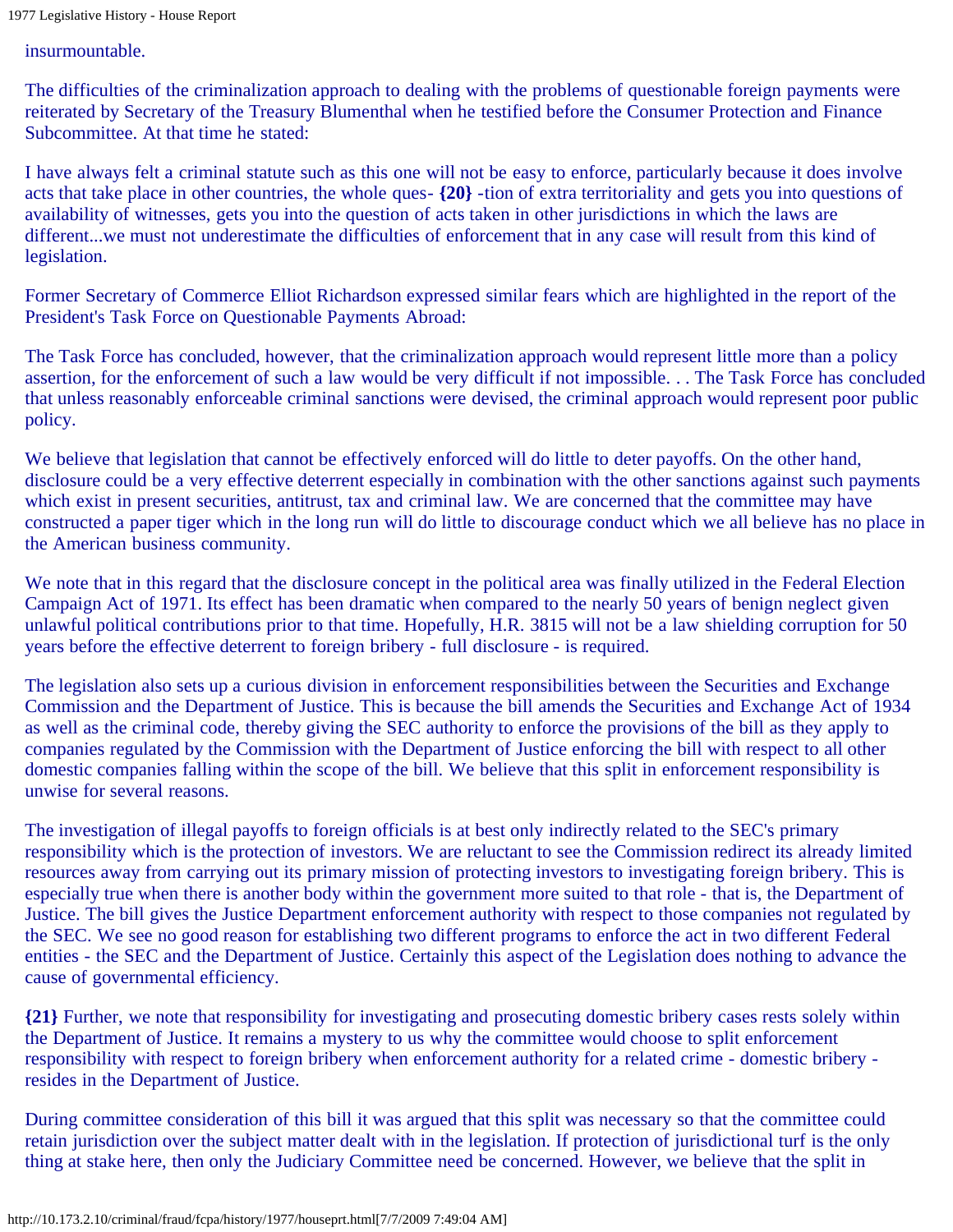insurmountable.

The difficulties of the criminalization approach to dealing with the problems of questionable foreign payments were reiterated by Secretary of the Treasury Blumenthal when he testified before the Consumer Protection and Finance Subcommittee. At that time he stated:

I have always felt a criminal statute such as this one will not be easy to enforce, particularly because it does involve acts that take place in other countries, the whole ques- **{20}** -tion of extra territoriality and gets you into questions of availability of witnesses, gets you into the question of acts taken in other jurisdictions in which the laws are different...we must not underestimate the difficulties of enforcement that in any case will result from this kind of legislation.

Former Secretary of Commerce Elliot Richardson expressed similar fears which are highlighted in the report of the President's Task Force on Questionable Payments Abroad:

The Task Force has concluded, however, that the criminalization approach would represent little more than a policy assertion, for the enforcement of such a law would be very difficult if not impossible. . . The Task Force has concluded that unless reasonably enforceable criminal sanctions were devised, the criminal approach would represent poor public policy.

We believe that legislation that cannot be effectively enforced will do little to deter payoffs. On the other hand, disclosure could be a very effective deterrent especially in combination with the other sanctions against such payments which exist in present securities, antitrust, tax and criminal law. We are concerned that the committee may have constructed a paper tiger which in the long run will do little to discourage conduct which we all believe has no place in the American business community.

We note that in this regard that the disclosure concept in the political area was finally utilized in the Federal Election Campaign Act of 1971. Its effect has been dramatic when compared to the nearly 50 years of benign neglect given unlawful political contributions prior to that time. Hopefully, H.R. 3815 will not be a law shielding corruption for 50 years before the effective deterrent to foreign bribery - full disclosure - is required.

The legislation also sets up a curious division in enforcement responsibilities between the Securities and Exchange Commission and the Department of Justice. This is because the bill amends the Securities and Exchange Act of 1934 as well as the criminal code, thereby giving the SEC authority to enforce the provisions of the bill as they apply to companies regulated by the Commission with the Department of Justice enforcing the bill with respect to all other domestic companies falling within the scope of the bill. We believe that this split in enforcement responsibility is unwise for several reasons.

The investigation of illegal payoffs to foreign officials is at best only indirectly related to the SEC's primary responsibility which is the protection of investors. We are reluctant to see the Commission redirect its already limited resources away from carrying out its primary mission of protecting investors to investigating foreign bribery. This is especially true when there is another body within the government more suited to that role - that is, the Department of Justice. The bill gives the Justice Department enforcement authority with respect to those companies not regulated by the SEC. We see no good reason for establishing two different programs to enforce the act in two different Federal entities - the SEC and the Department of Justice. Certainly this aspect of the Legislation does nothing to advance the cause of governmental efficiency.

**{21}** Further, we note that responsibility for investigating and prosecuting domestic bribery cases rests solely within the Department of Justice. It remains a mystery to us why the committee would choose to split enforcement responsibility with respect to foreign bribery when enforcement authority for a related crime - domestic bribery - resides in the Department of Justice.

During committee consideration of this bill it was argued that this split was necessary so that the committee could retain jurisdiction over the subject matter dealt with in the legislation. If protection of jurisdictional turf is the only thing at stake here, then only the Judiciary Committee need be concerned. However, we believe that the split in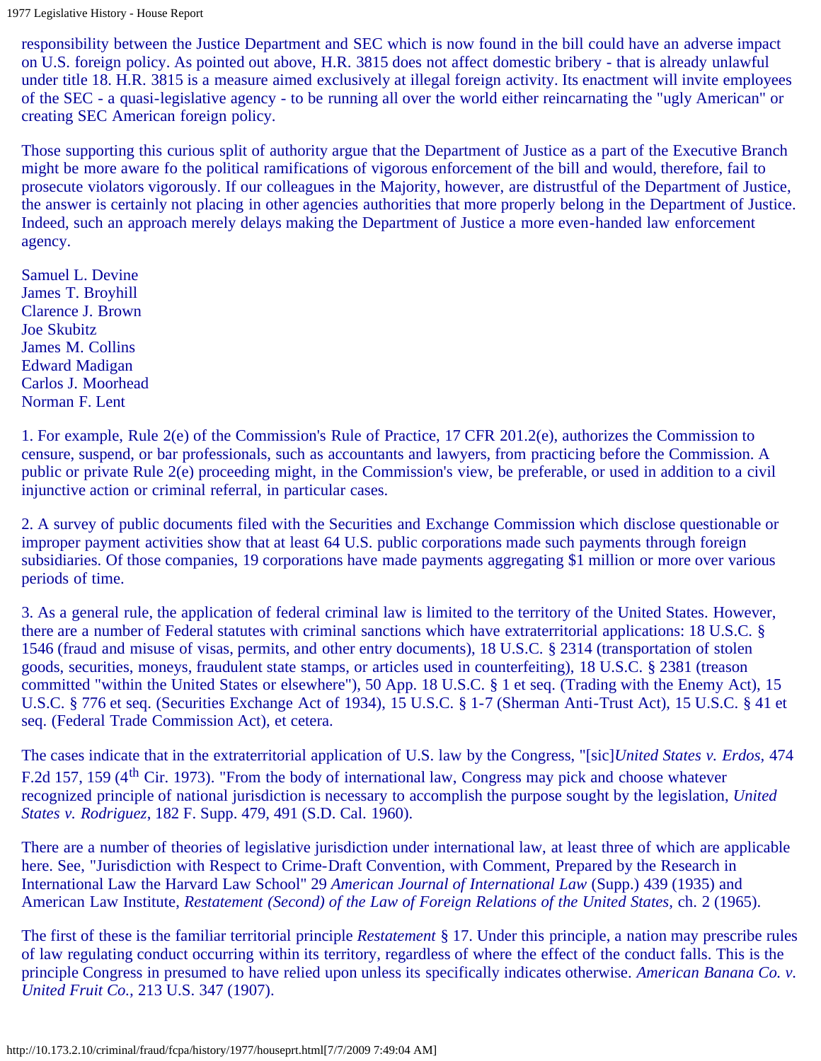responsibility between the Justice Department and SEC which is now found in the bill could have an adverse impact on U.S. foreign policy. As pointed out above, H.R. 3815 does not affect domestic bribery - that is already unlawful under title 18. H.R. 3815 is a measure aimed exclusively at illegal foreign activity. Its enactment will invite employees of the SEC - a quasi-legislative agency - to be running all over the world either reincarnating the "ugly American" or creating SEC American foreign policy.

Those supporting this curious split of authority argue that the Department of Justice as a part of the Executive Branch might be more aware fo the political ramifications of vigorous enforcement of the bill and would, therefore, fail to prosecute violators vigorously. If our colleagues in the Majority, however, are distrustful of the Department of Justice, the answer is certainly not placing in other agencies authorities that more properly belong in the Department of Justice. Indeed, such an approach merely delays making the Department of Justice a more even-handed law enforcement agency.

Samuel L. Devine
James T. Broyhill
Clarence J. Brown
Joe Skubitz
James M. Collins
Edward Madigan
Carlos J. Moorhead
Norman F. Lent

1. For example, Rule 2(e) of the Commission's Rule of Practice, 17 CFR 201.2(e), authorizes the Commission to censure, suspend, or bar professionals, such as accountants and lawyers, from practicing before the Commission. A public or private Rule 2(e) proceeding might, in the Commission's view, be preferable, or used in addition to a civil injunctive action or criminal referral, in particular cases.

2. A survey of public documents filed with the Securities and Exchange Commission which disclose questionable or improper payment activities show that at least 64 U.S. public corporations made such payments through foreign subsidiaries. Of those companies, 19 corporations have made payments aggregating $1 million or more over various periods of time.

3. As a general rule, the application of federal criminal law is limited to the territory of the United States. However, there are a number of Federal statutes with criminal sanctions which have extraterritorial applications: 18 U.S.C. § 1546 (fraud and misuse of visas, permits, and other entry documents), 18 U.S.C. § 2314 (transportation of stolen goods, securities, moneys, fraudulent state stamps, or articles used in counterfeiting), 18 U.S.C. § 2381 (treason committed "within the United States or elsewhere"), 50 App. 18 U.S.C. § 1 et seq. (Trading with the Enemy Act), 15 U.S.C. § 776 et seq. (Securities Exchange Act of 1934), 15 U.S.C. § 1-7 (Sherman Anti-Trust Act), 15 U.S.C. § 41 et seq. (Federal Trade Commission Act), et cetera.

The cases indicate that in the extraterritorial application of U.S. law by the Congress, "[sic]*United States v. Erdos,* 474 F.2d 157, 159 (4th Cir. 1973). "From the body of international law, Congress may pick and choose whatever recognized principle of national jurisdiction is necessary to accomplish the purpose sought by the legislation, *United States v. Rodriguez*, 182 F. Supp. 479, 491 (S.D. Cal. 1960).

There are a number of theories of legislative jurisdiction under international law, at least three of which are applicable here. See, "Jurisdiction with Respect to Crime-Draft Convention, with Comment, Prepared by the Research in International Law the Harvard Law School" 29 *American Journal of International Law* (Supp.) 439 (1935) and American Law Institute, *Restatement (Second) of the Law of Foreign Relations of the United States,* ch. 2 (1965).

The first of these is the familiar territorial principle *Restatement* § 17. Under this principle, a nation may prescribe rules of law regulating conduct occurring within its territory, regardless of where the effect of the conduct falls. This is the principle Congress in presumed to have relied upon unless its specifically indicates otherwise. *American Banana Co. v. United Fruit Co.,* 213 U.S. 347 (1907).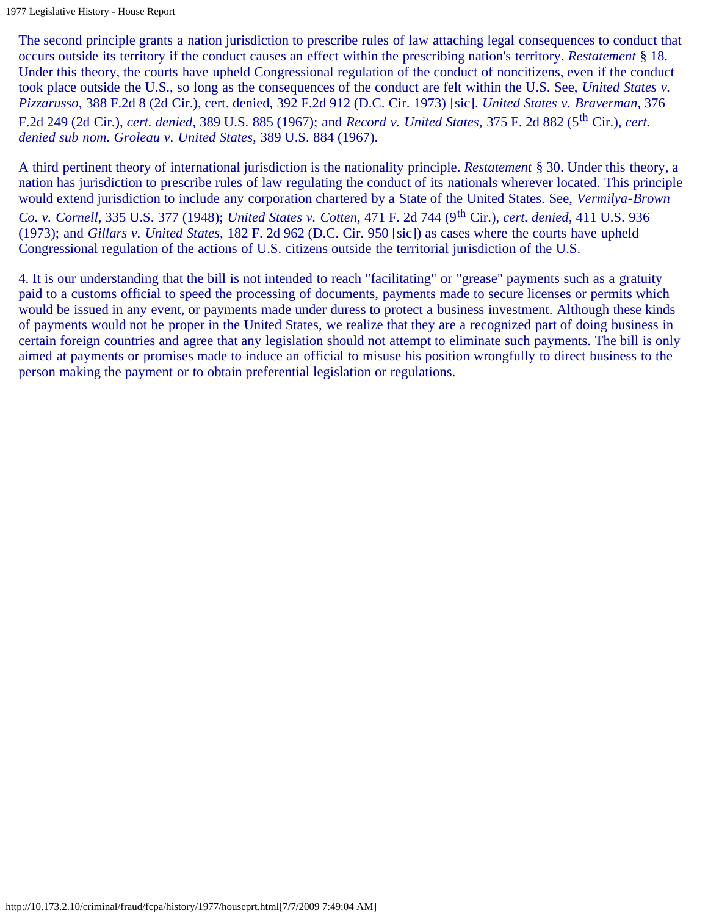The second principle grants a nation jurisdiction to prescribe rules of law attaching legal consequences to conduct that occurs outside its territory if the conduct causes an effect within the prescribing nation's territory. *Restatement* § 18. Under this theory, the courts have upheld Congressional regulation of the conduct of noncitizens, even if the conduct took place outside the U.S., so long as the consequences of the conduct are felt within the U.S. See, *United States v. Pizzarusso,* 388 F.2d 8 (2d Cir.), cert. denied, 392 F.2d 912 (D.C. Cir. 1973) [sic]. *United States v. Braverman,* 376 F.2d 249 (2d Cir.), *cert. denied,* 389 U.S. 885 (1967); and *Record v. United States,* 375 F. 2d 882 (5th Cir.), *cert. denied sub nom. Groleau v. United States,* 389 U.S. 884 (1967).

A third pertinent theory of international jurisdiction is the nationality principle. *Restatement* § 30. Under this theory, a nation has jurisdiction to prescribe rules of law regulating the conduct of its nationals wherever located. This principle would extend jurisdiction to include any corporation chartered by a State of the United States. See, *Vermilya-Brown Co. v. Cornell,* 335 U.S. 377 (1948); *United States v. Cotten,* 471 F. 2d 744 (9th Cir.), *cert. denied,* 411 U.S. 936 (1973); and *Gillars v. United States,* 182 F. 2d 962 (D.C. Cir. 950 [sic]) as cases where the courts have upheld Congressional regulation of the actions of U.S. citizens outside the territorial jurisdiction of the U.S.

4. It is our understanding that the bill is not intended to reach "facilitating" or "grease" payments such as a gratuity paid to a customs official to speed the processing of documents, payments made to secure licenses or permits which would be issued in any event, or payments made under duress to protect a business investment. Although these kinds of payments would not be proper in the United States, we realize that they are a recognized part of doing business in certain foreign countries and agree that any legislation should not attempt to eliminate such payments. The bill is only aimed at payments or promises made to induce an official to misuse his position wrongfully to direct business to the person making the payment or to obtain preferential legislation or regulations.